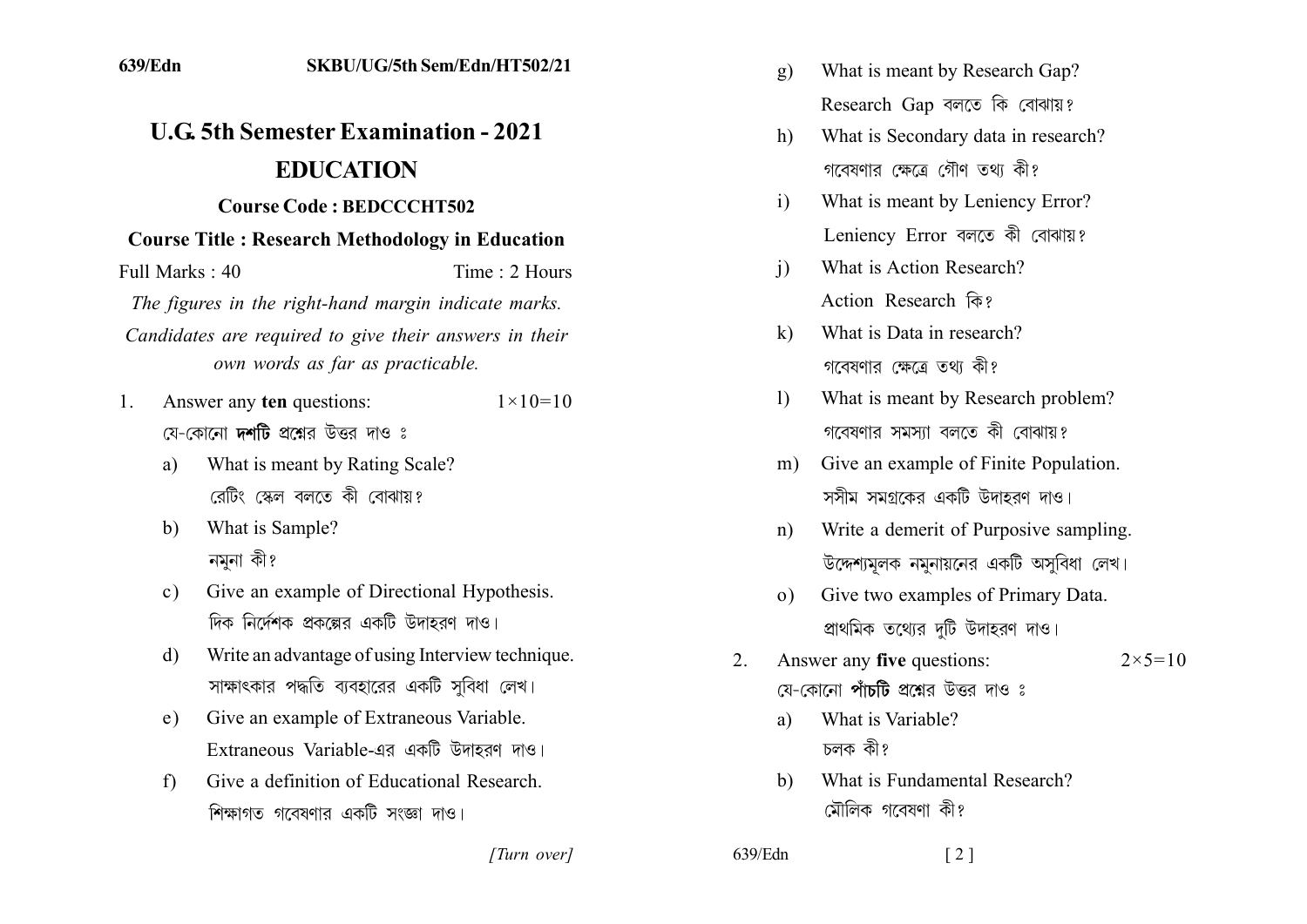# U.G. 5th Semester Examination - 2021

## EDUCATION

**Course Code : BEDCCCHT502**

**Course Title : Research Methodology in Education**

Full Marks : 40 Time : 2 Hours

*The figures in the right-hand margin indicate marks.*

*Candidates are required to give their answers in their own words as far as practicable.*

1. Answer any **ten** questions: $1\times10=10$

   যে-কোনো **দশটি** প্রশ্নের উত্তর দাও ঃ

   a) What is meant by Rating Scale?
   রেটিং স্কেল বলতে কী বোঝায়?

   b) What is Sample?
   নমুনা কী?

   c) Give an example of Directional Hypothesis.
   দিক নির্দেশক প্রকল্পের একটি উদাহরণ দাও।

   d) Write an advantage of using Interview technique.
   সাক্ষাৎকার পদ্ধতি ব্যবহারের একটি সুবিধা লেখ।

   e) Give an example of Extraneous Variable.
   Extraneous Variable-এর একটি উদাহরণ দাও।

   f) Give a definition of Educational Research.
   শিক্ষাগত গবেষণার একটি সংজ্ঞা দাও।

   g) What is meant by Research Gap?
   Research Gap বলতে কি বোঝায়?

   h) What is Secondary data in research?
   গবেষণার ক্ষেত্রে গৌণ তথ্য কী?

   i) What is meant by Leniency Error?
   Leniency Error বলতে কী বোঝায়?

   j) What is Action Research?
   Action Research কি?

   k) What is Data in research?
   গবেষণার ক্ষেত্রে তথ্য কী?

   l) What is meant by Research problem?
   গবেষণার সমস্যা বলতে কী বোঝায়?

   m) Give an example of Finite Population.
   সসীম সমগ্রকের একটি উদাহরণ দাও।

   n) Write a demerit of Purposive sampling.
   উদ্দেশ্যমূলক নমুনায়নের একটি অসুবিধা লেখ।

   o) Give two examples of Primary Data.
   প্রাথমিক তথ্যের দুটি উদাহরণ দাও।

2. Answer any **five** questions: $2\times5=10$

   যে-কোনো **পাঁচটি** প্রশ্নের উত্তর দাও ঃ

   a) What is Variable?
   চলক কী?

   b) What is Fundamental Research?
   মৌলিক গবেষণা কী?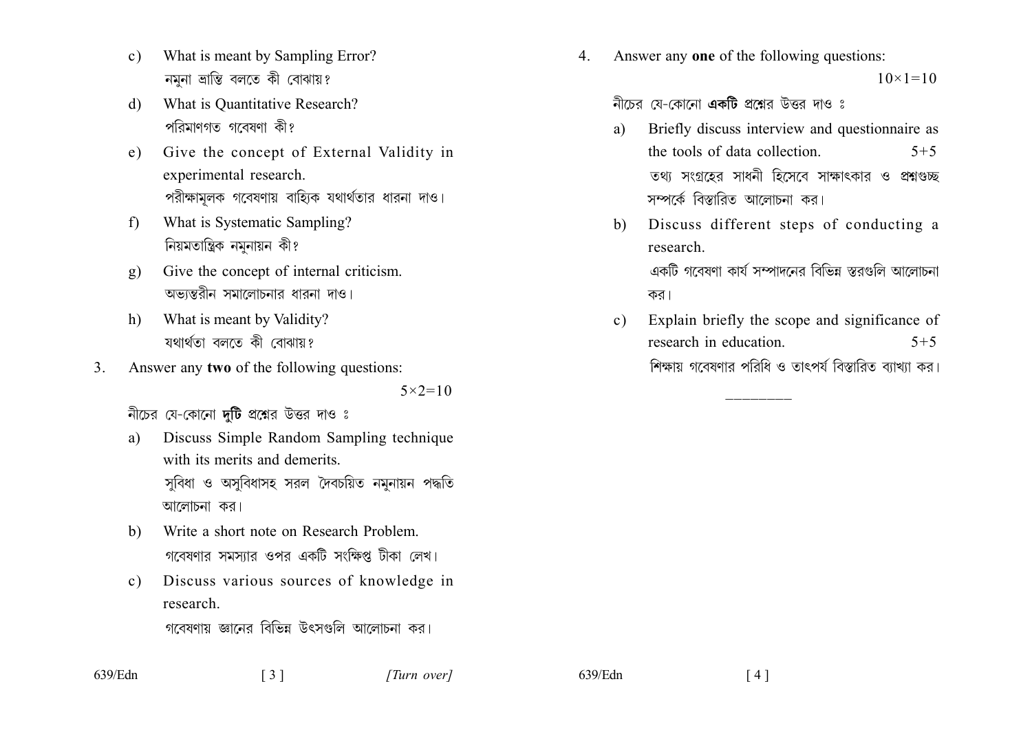c) What is meant by Sampling Error?
নমুনা ভ্রান্তি বলতে কী বোঝায়?

d) What is Quantitative Research?
পরিমাণগত গবেষণা কী?

e) Give the concept of External Validity in experimental research.
পরীক্ষামূলক গবেষণায় বাহ্যিক যথার্থতার ধারনা দাও।

f) What is Systematic Sampling?
নিয়মতান্ত্রিক নমুনায়ন কী?

g) Give the concept of internal criticism.
অভ্যন্তরীন সমালোচনার ধারনা দাও।

h) What is meant by Validity?
যথার্থতা বলতে কী বোঝায়?

3. Answer any **two** of the following questions: $5\times2=10$

নীচের যে-কোনো **দুটি** প্রশ্নের উত্তর দাও ঃ

a) Discuss Simple Random Sampling technique with its merits and demerits.
সুবিধা ও অসুবিধাসহ সরল দৈবচয়িত নমুনায়ন পদ্ধতি আলোচনা কর।

b) Write a short note on Research Problem.
গবেষণার সমস্যার ওপর একটি সংক্ষিপ্ত টীকা লেখ।

c) Discuss various sources of knowledge in research.
গবেষণায় জ্ঞানের বিভিন্ন উৎসগুলি আলোচনা কর।

4. Answer any **one** of the following questions: $10\times1=10$

নীচের যে-কোনো **একটি** প্রশ্নের উত্তর দাও ঃ

a) Briefly discuss interview and questionnaire as the tools of data collection. 5+5
তথ্য সংগ্রহের সাধনী হিসেবে সাক্ষাৎকার ও প্রশ্নগুচ্ছ সম্পর্কে বিস্তারিত আলোচনা কর।

b) Discuss different steps of conducting a research.
একটি গবেষণা কার্য সম্পাদনের বিভিন্ন স্তরগুলি আলোচনা কর।

c) Explain briefly the scope and significance of research in education. 5+5
শিক্ষায় গবেষণার পরিধি ও তাৎপর্য বিস্তারিত ব্যাখ্যা কর।

---